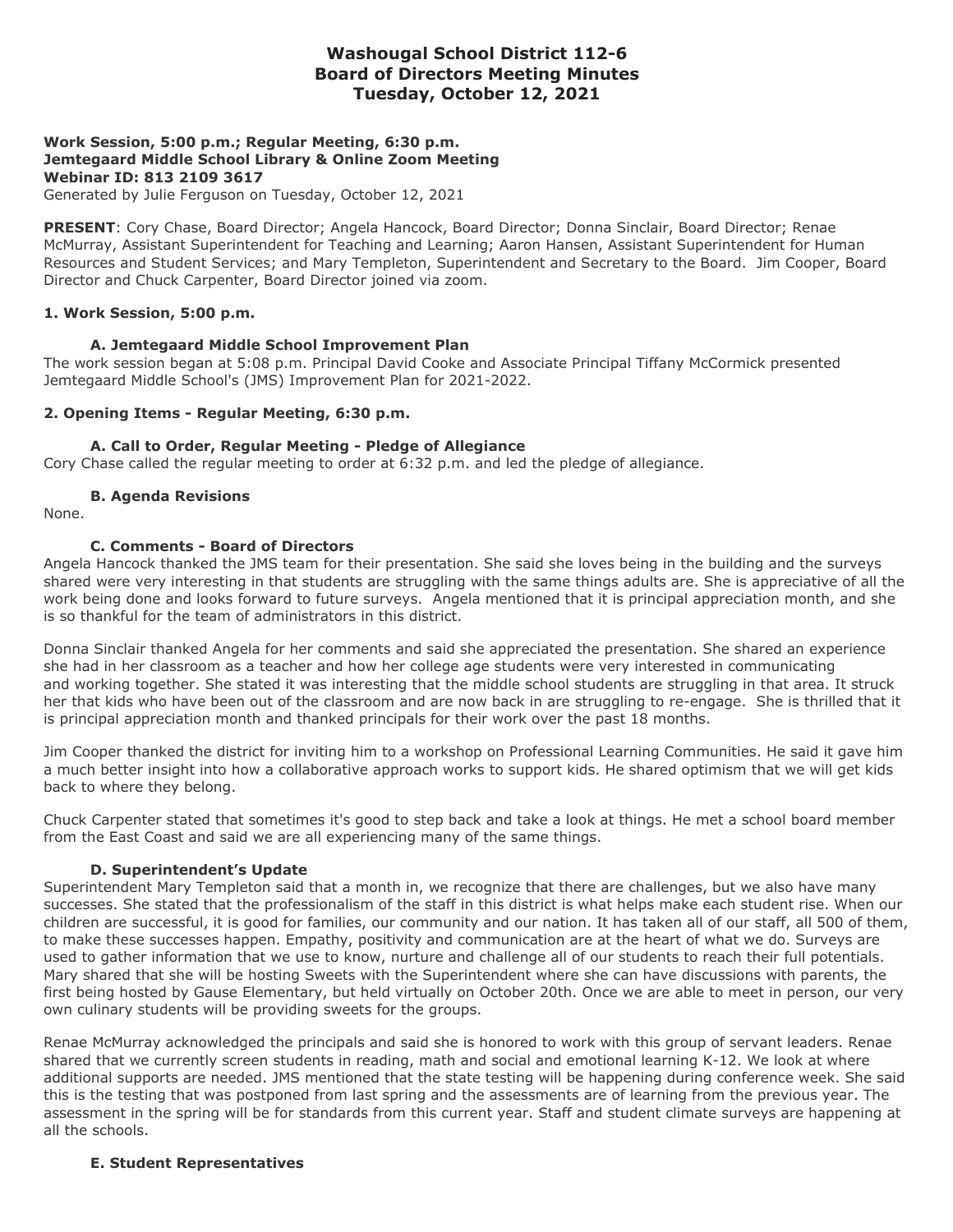# Washougal School District 112-6
# Board of Directors Meeting Minutes
# Tuesday, October 12, 2021

**Work Session, 5:00 p.m.; Regular Meeting, 6:30 p.m.**
**Jemtegaard Middle School Library & Online Zoom Meeting**
**Webinar ID: 813 2109 3617**
Generated by Julie Ferguson on Tuesday, October 12, 2021

**PRESENT**: Cory Chase, Board Director; Angela Hancock, Board Director; Donna Sinclair, Board Director; Renae McMurray, Assistant Superintendent for Teaching and Learning; Aaron Hansen, Assistant Superintendent for Human Resources and Student Services; and Mary Templeton, Superintendent and Secretary to the Board. Jim Cooper, Board Director and Chuck Carpenter, Board Director joined via zoom.

## 1. Work Session, 5:00 p.m.

### A. Jemtegaard Middle School Improvement Plan

The work session began at 5:08 p.m. Principal David Cooke and Associate Principal Tiffany McCormick presented Jemtegaard Middle School's (JMS) Improvement Plan for 2021-2022.

## 2. Opening Items - Regular Meeting, 6:30 p.m.

### A. Call to Order, Regular Meeting - Pledge of Allegiance

Cory Chase called the regular meeting to order at 6:32 p.m. and led the pledge of allegiance.

### B. Agenda Revisions

None.

### C. Comments - Board of Directors

Angela Hancock thanked the JMS team for their presentation. She said she loves being in the building and the surveys shared were very interesting in that students are struggling with the same things adults are. She is appreciative of all the work being done and looks forward to future surveys. Angela mentioned that it is principal appreciation month, and she is so thankful for the team of administrators in this district.

Donna Sinclair thanked Angela for her comments and said she appreciated the presentation. She shared an experience she had in her classroom as a teacher and how her college age students were very interested in communicating and working together. She stated it was interesting that the middle school students are struggling in that area. It struck her that kids who have been out of the classroom and are now back in are struggling to re-engage. She is thrilled that it is principal appreciation month and thanked principals for their work over the past 18 months.

Jim Cooper thanked the district for inviting him to a workshop on Professional Learning Communities. He said it gave him a much better insight into how a collaborative approach works to support kids. He shared optimism that we will get kids back to where they belong.

Chuck Carpenter stated that sometimes it's good to step back and take a look at things. He met a school board member from the East Coast and said we are all experiencing many of the same things.

### D. Superintendent's Update

Superintendent Mary Templeton said that a month in, we recognize that there are challenges, but we also have many successes. She stated that the professionalism of the staff in this district is what helps make each student rise. When our children are successful, it is good for families, our community and our nation. It has taken all of our staff, all 500 of them, to make these successes happen. Empathy, positivity and communication are at the heart of what we do. Surveys are used to gather information that we use to know, nurture and challenge all of our students to reach their full potentials. Mary shared that she will be hosting Sweets with the Superintendent where she can have discussions with parents, the first being hosted by Gause Elementary, but held virtually on October 20th. Once we are able to meet in person, our very own culinary students will be providing sweets for the groups.

Renae McMurray acknowledged the principals and said she is honored to work with this group of servant leaders. Renae shared that we currently screen students in reading, math and social and emotional learning K-12. We look at where additional supports are needed. JMS mentioned that the state testing will be happening during conference week. She said this is the testing that was postponed from last spring and the assessments are of learning from the previous year. The assessment in the spring will be for standards from this current year. Staff and student climate surveys are happening at all the schools.

### E. Student Representatives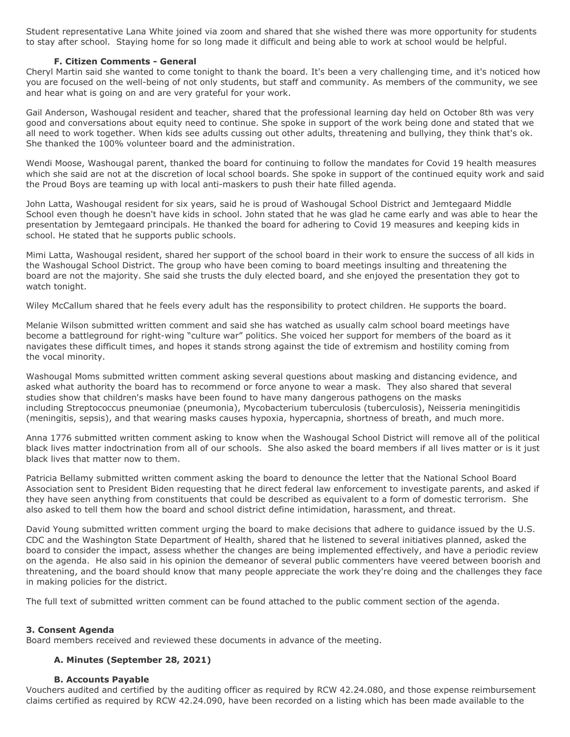Student representative Lana White joined via zoom and shared that she wished there was more opportunity for students to stay after school. Staying home for so long made it difficult and being able to work at school would be helpful.

### F. Citizen Comments - General

Cheryl Martin said she wanted to come tonight to thank the board. It's been a very challenging time, and it's noticed how you are focused on the well-being of not only students, but staff and community. As members of the community, we see and hear what is going on and are very grateful for your work.

Gail Anderson, Washougal resident and teacher, shared that the professional learning day held on October 8th was very good and conversations about equity need to continue. She spoke in support of the work being done and stated that we all need to work together. When kids see adults cussing out other adults, threatening and bullying, they think that's ok. She thanked the 100% volunteer board and the administration.

Wendi Moose, Washougal parent, thanked the board for continuing to follow the mandates for Covid 19 health measures which she said are not at the discretion of local school boards. She spoke in support of the continued equity work and said the Proud Boys are teaming up with local anti-maskers to push their hate filled agenda.

John Latta, Washougal resident for six years, said he is proud of Washougal School District and Jemtegaard Middle School even though he doesn't have kids in school. John stated that he was glad he came early and was able to hear the presentation by Jemtegaard principals. He thanked the board for adhering to Covid 19 measures and keeping kids in school. He stated that he supports public schools.

Mimi Latta, Washougal resident, shared her support of the school board in their work to ensure the success of all kids in the Washougal School District. The group who have been coming to board meetings insulting and threatening the board are not the majority. She said she trusts the duly elected board, and she enjoyed the presentation they got to watch tonight.

Wiley McCallum shared that he feels every adult has the responsibility to protect children. He supports the board.

Melanie Wilson submitted written comment and said she has watched as usually calm school board meetings have become a battleground for right-wing "culture war" politics. She voiced her support for members of the board as it navigates these difficult times, and hopes it stands strong against the tide of extremism and hostility coming from the vocal minority.

Washougal Moms submitted written comment asking several questions about masking and distancing evidence, and asked what authority the board has to recommend or force anyone to wear a mask. They also shared that several studies show that children's masks have been found to have many dangerous pathogens on the masks including Streptococcus pneumoniae (pneumonia), Mycobacterium tuberculosis (tuberculosis), Neisseria meningitidis (meningitis, sepsis), and that wearing masks causes hypoxia, hypercapnia, shortness of breath, and much more.

Anna 1776 submitted written comment asking to know when the Washougal School District will remove all of the political black lives matter indoctrination from all of our schools. She also asked the board members if all lives matter or is it just black lives that matter now to them.

Patricia Bellamy submitted written comment asking the board to denounce the letter that the National School Board Association sent to President Biden requesting that he direct federal law enforcement to investigate parents, and asked if they have seen anything from constituents that could be described as equivalent to a form of domestic terrorism. She also asked to tell them how the board and school district define intimidation, harassment, and threat.

David Young submitted written comment urging the board to make decisions that adhere to guidance issued by the U.S. CDC and the Washington State Department of Health, shared that he listened to several initiatives planned, asked the board to consider the impact, assess whether the changes are being implemented effectively, and have a periodic review on the agenda. He also said in his opinion the demeanor of several public commenters have veered between boorish and threatening, and the board should know that many people appreciate the work they're doing and the challenges they face in making policies for the district.

The full text of submitted written comment can be found attached to the public comment section of the agenda.

## 3. Consent Agenda

Board members received and reviewed these documents in advance of the meeting.

### A. Minutes (September 28, 2021)

### B. Accounts Payable

Vouchers audited and certified by the auditing officer as required by RCW 42.24.080, and those expense reimbursement claims certified as required by RCW 42.24.090, have been recorded on a listing which has been made available to the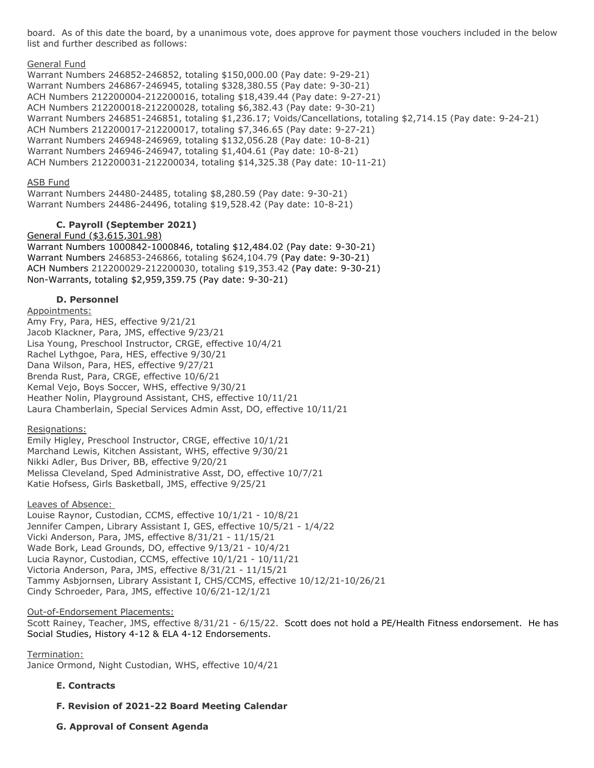board. As of this date the board, by a unanimous vote, does approve for payment those vouchers included in the below list and further described as follows:

General Fund

Warrant Numbers 246852-246852, totaling $150,000.00 (Pay date: 9-29-21)
Warrant Numbers 246867-246945, totaling $328,380.55 (Pay date: 9-30-21)
ACH Numbers 212200004-212200016, totaling $18,439.44 (Pay date: 9-27-21)
ACH Numbers 212200018-212200028, totaling $6,382.43 (Pay date: 9-30-21)
Warrant Numbers 246851-246851, totaling $1,236.17; Voids/Cancellations, totaling $2,714.15 (Pay date: 9-24-21)
ACH Numbers 212200017-212200017, totaling $7,346.65 (Pay date: 9-27-21)
Warrant Numbers 246948-246969, totaling $132,056.28 (Pay date: 10-8-21)
Warrant Numbers 246946-246947, totaling $1,404.61 (Pay date: 10-8-21)
ACH Numbers 212200031-212200034, totaling $14,325.38 (Pay date: 10-11-21)

ASB Fund

Warrant Numbers 24480-24485, totaling $8,280.59 (Pay date: 9-30-21)
Warrant Numbers 24486-24496, totaling $19,528.42 (Pay date: 10-8-21)

**C. Payroll (September 2021)**

General Fund ($3,615,301.98)

Warrant Numbers 1000842-1000846, totaling $12,484.02 (Pay date: 9-30-21)
Warrant Numbers 246853-246866, totaling $624,104.79 (Pay date: 9-30-21)
ACH Numbers 212200029-212200030, totaling $19,353.42 (Pay date: 9-30-21)
Non-Warrants, totaling $2,959,359.75 (Pay date: 9-30-21)

**D. Personnel**

Appointments:

Amy Fry, Para, HES, effective 9/21/21
Jacob Klackner, Para, JMS, effective 9/23/21
Lisa Young, Preschool Instructor, CRGE, effective 10/4/21
Rachel Lythgoe, Para, HES, effective 9/30/21
Dana Wilson, Para, HES, effective 9/27/21
Brenda Rust, Para, CRGE, effective 10/6/21
Kemal Vejo, Boys Soccer, WHS, effective 9/30/21
Heather Nolin, Playground Assistant, CHS, effective 10/11/21
Laura Chamberlain, Special Services Admin Asst, DO, effective 10/11/21

Resignations:

Emily Higley, Preschool Instructor, CRGE, effective 10/1/21
Marchand Lewis, Kitchen Assistant, WHS, effective 9/30/21
Nikki Adler, Bus Driver, BB, effective 9/20/21
Melissa Cleveland, Sped Administrative Asst, DO, effective 10/7/21
Katie Hofsess, Girls Basketball, JMS, effective 9/25/21

Leaves of Absence:

Louise Raynor, Custodian, CCMS, effective 10/1/21 - 10/8/21
Jennifer Campen, Library Assistant I, GES, effective 10/5/21 - 1/4/22
Vicki Anderson, Para, JMS, effective 8/31/21 - 11/15/21
Wade Bork, Lead Grounds, DO, effective 9/13/21 - 10/4/21
Lucia Raynor, Custodian, CCMS, effective 10/1/21 - 10/11/21
Victoria Anderson, Para, JMS, effective 8/31/21 - 11/15/21
Tammy Asbjornsen, Library Assistant I, CHS/CCMS, effective 10/12/21-10/26/21
Cindy Schroeder, Para, JMS, effective 10/6/21-12/1/21

Out-of-Endorsement Placements:

Scott Rainey, Teacher, JMS, effective 8/31/21 - 6/15/22. Scott does not hold a PE/Health Fitness endorsement. He has Social Studies, History 4-12 & ELA 4-12 Endorsements.

Termination:

Janice Ormond, Night Custodian, WHS, effective 10/4/21

**E. Contracts**

**F. Revision of 2021-22 Board Meeting Calendar**

**G. Approval of Consent Agenda**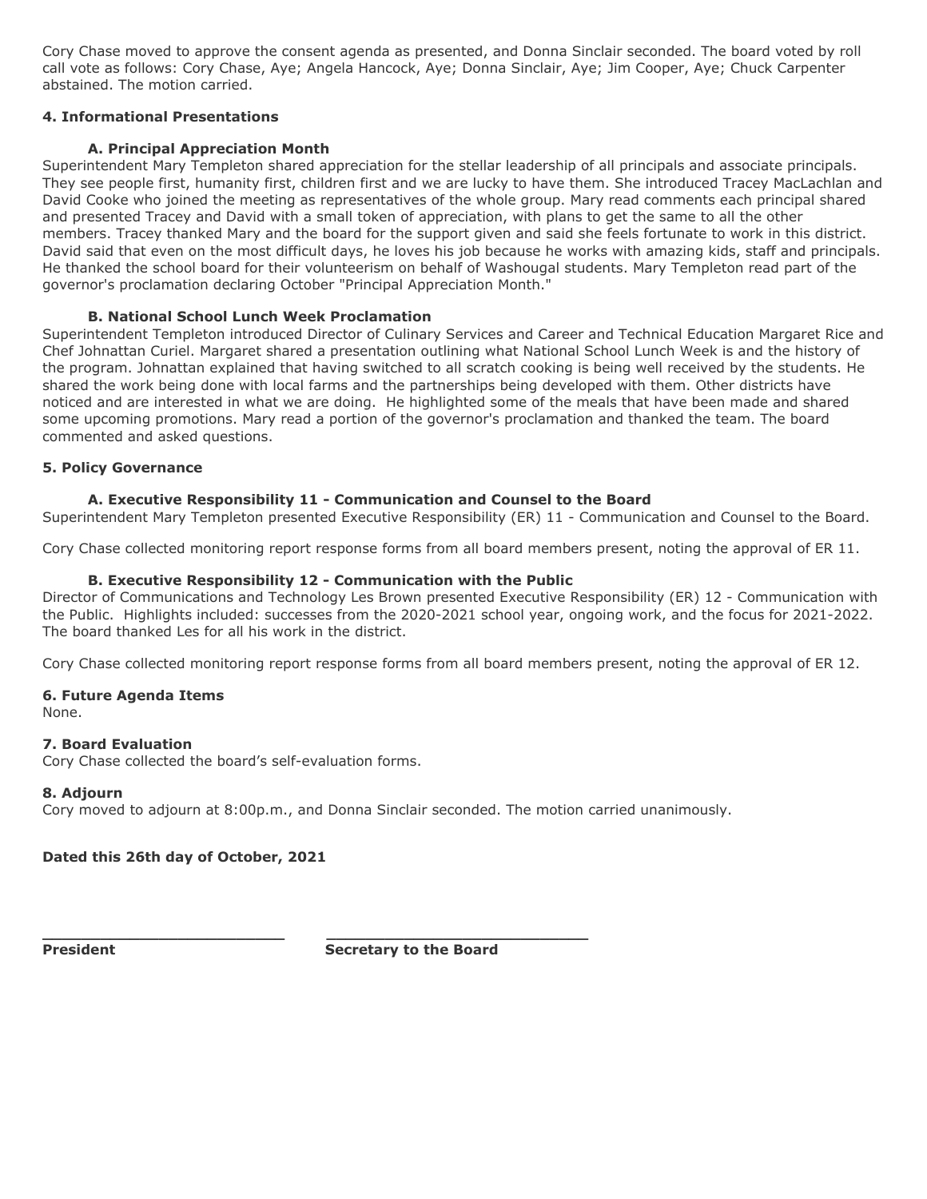Cory Chase moved to approve the consent agenda as presented, and Donna Sinclair seconded. The board voted by roll call vote as follows: Cory Chase, Aye; Angela Hancock, Aye; Donna Sinclair, Aye; Jim Cooper, Aye; Chuck Carpenter abstained. The motion carried.

**4. Informational Presentations**

**A. Principal Appreciation Month**

Superintendent Mary Templeton shared appreciation for the stellar leadership of all principals and associate principals. They see people first, humanity first, children first and we are lucky to have them. She introduced Tracey MacLachlan and David Cooke who joined the meeting as representatives of the whole group. Mary read comments each principal shared and presented Tracey and David with a small token of appreciation, with plans to get the same to all the other members. Tracey thanked Mary and the board for the support given and said she feels fortunate to work in this district. David said that even on the most difficult days, he loves his job because he works with amazing kids, staff and principals. He thanked the school board for their volunteerism on behalf of Washougal students. Mary Templeton read part of the governor's proclamation declaring October "Principal Appreciation Month."

**B. National School Lunch Week Proclamation**

Superintendent Templeton introduced Director of Culinary Services and Career and Technical Education Margaret Rice and Chef Johnattan Curiel. Margaret shared a presentation outlining what National School Lunch Week is and the history of the program. Johnattan explained that having switched to all scratch cooking is being well received by the students. He shared the work being done with local farms and the partnerships being developed with them. Other districts have noticed and are interested in what we are doing. He highlighted some of the meals that have been made and shared some upcoming promotions. Mary read a portion of the governor's proclamation and thanked the team. The board commented and asked questions.

**5. Policy Governance**

**A. Executive Responsibility 11 - Communication and Counsel to the Board**

Superintendent Mary Templeton presented Executive Responsibility (ER) 11 - Communication and Counsel to the Board.

Cory Chase collected monitoring report response forms from all board members present, noting the approval of ER 11.

**B. Executive Responsibility 12 - Communication with the Public**

Director of Communications and Technology Les Brown presented Executive Responsibility (ER) 12 - Communication with the Public. Highlights included: successes from the 2020-2021 school year, ongoing work, and the focus for 2021-2022. The board thanked Les for all his work in the district.

Cory Chase collected monitoring report response forms from all board members present, noting the approval of ER 12.

**6. Future Agenda Items**

None.

**7. Board Evaluation**

Cory Chase collected the board's self-evaluation forms.

**8. Adjourn**

Cory moved to adjourn at 8:00p.m., and Donna Sinclair seconded. The motion carried unanimously.

**Dated this 26th day of October, 2021**

\_\_\_\_\_\_\_\_\_\_\_\_\_\_\_\_\_\_\_\_\_\_\_\_\_\_\_ \_\_\_\_\_\_\_\_\_\_\_\_\_\_\_\_\_\_\_\_\_\_\_\_\_\_\_\_\_

**President** **Secretary to the Board**